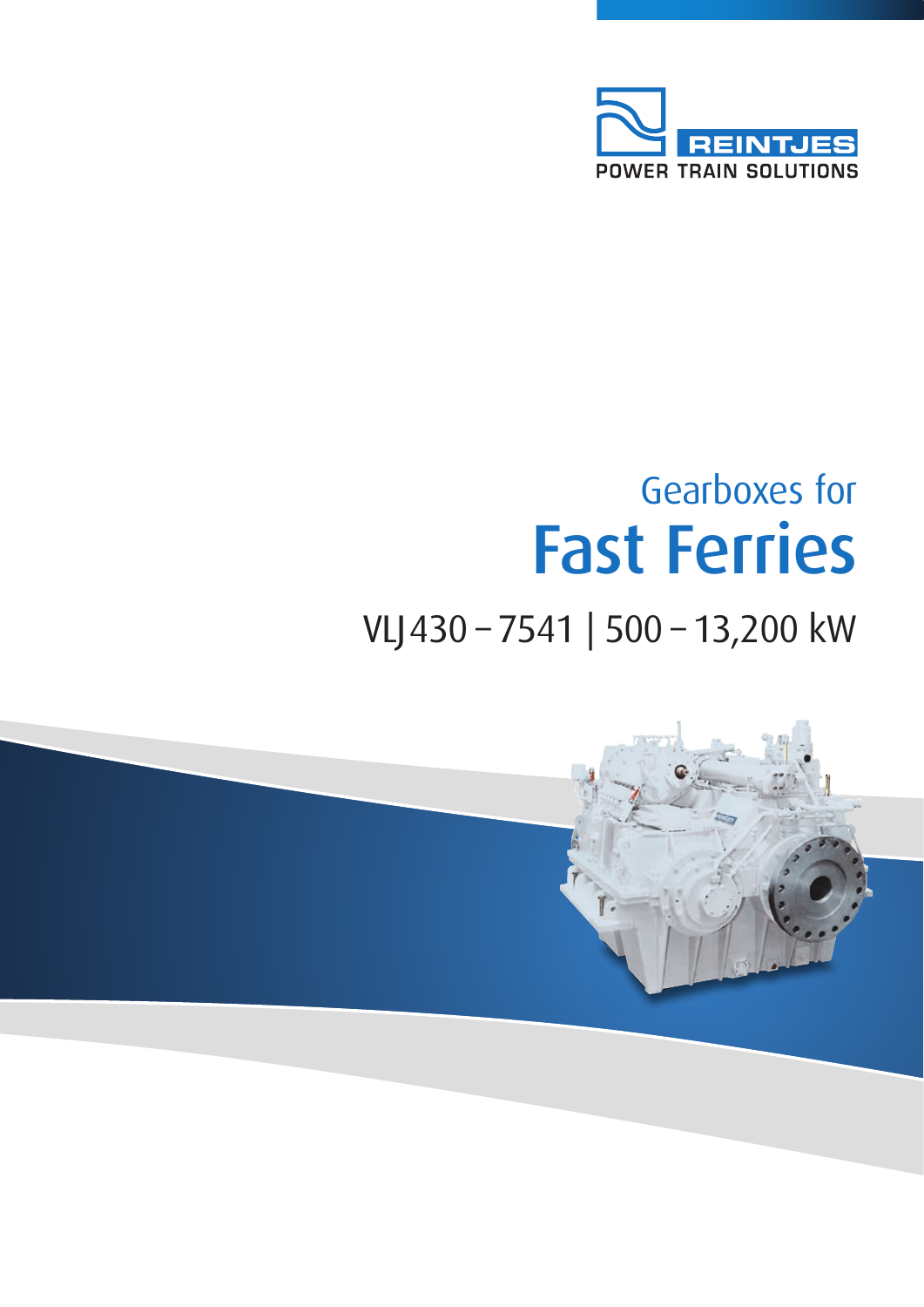REINTJES

POWER TRAIN SOLUTIONS

# Gearboxes for Fast Ferries

## VLJ 430 – 7541 | 500 – 13,200 kW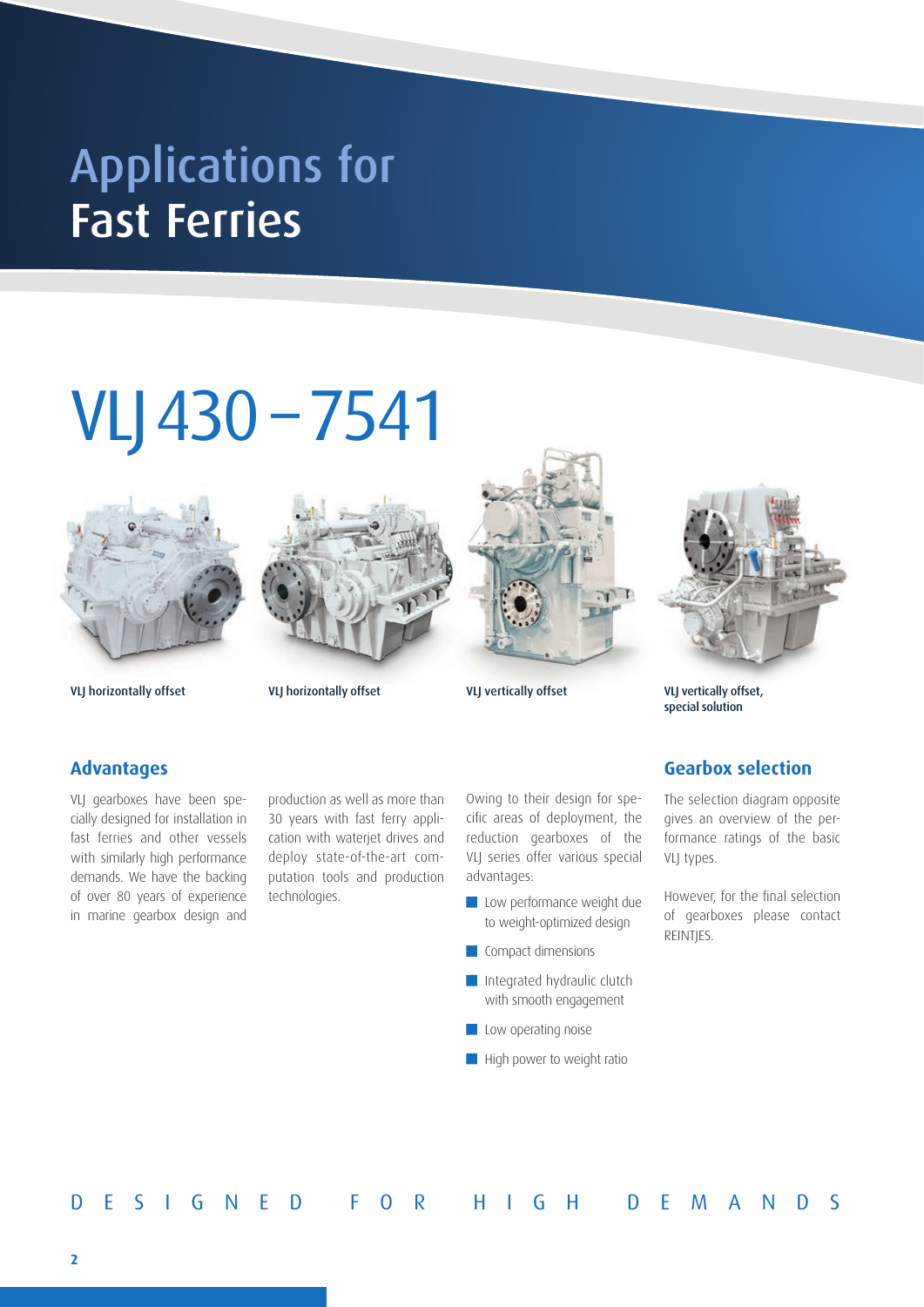# Applications for Fast Ferries

# VLJ 430 – 7541

**VLJ horizontally offset**

**VLJ horizontally offset**

**VLJ vertically offset**

**VLJ vertically offset, special solution**

## Advantages

VLJ gearboxes have been specially designed for installation in fast ferries and other vessels with similarly high performance demands. We have the backing of over 80 years of experience in marine gearbox design and production as well as more than 30 years with fast ferry application with waterjet drives and deploy state-of-the-art computation tools and production technologies.

Owing to their design for specific areas of deployment, the reduction gearboxes of the VLJ series offer various special advantages:

- Low performance weight due to weight-optimized design
- Compact dimensions
- Integrated hydraulic clutch with smooth engagement
- Low operating noise
- High power to weight ratio

## Gearbox selection

The selection diagram opposite gives an overview of the performance ratings of the basic VLJ types.

However, for the final selection of gearboxes please contact REINTJES.

DESIGNED FOR HIGH DEMANDS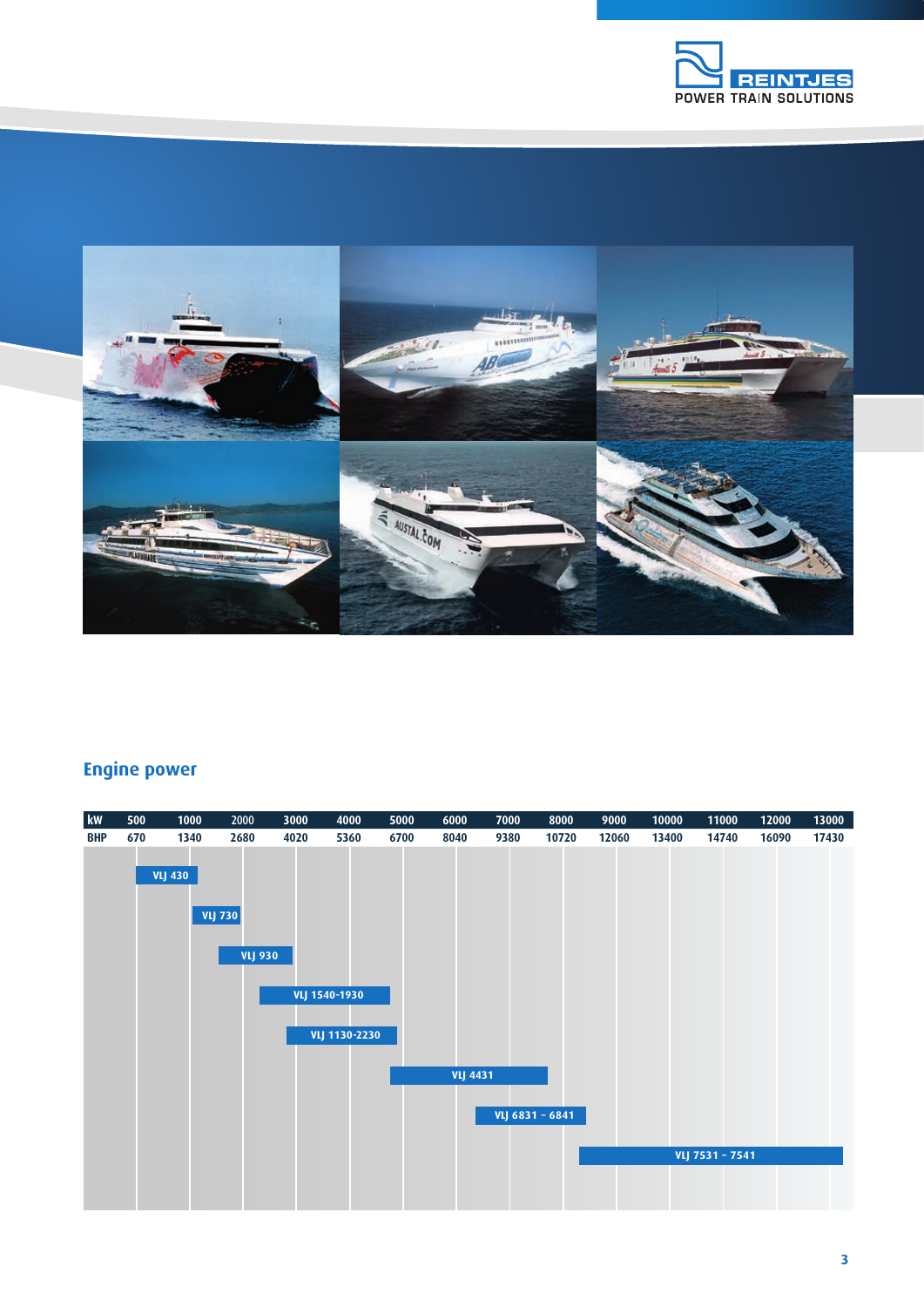## Engine power

| kW | 500 | 1000 | 2000 | 3000 | 4000 | 5000 | 6000 | 7000 | 8000 | 9000 | 10000 | 11000 | 12000 | 13000 |
|---|---|---|---|---|---|---|---|---|---|---|---|---|---|---|
| BHP | 670 | 1340 | 2680 | 4020 | 5360 | 6700 | 8040 | 9380 | 10720 | 12060 | 13400 | 14740 | 16090 | 17430 |

- VLJ 430
- VLJ 730
- VLJ 930
- VLJ 1540-1930
- VLJ 1130-2230
- VLJ 4431
- VLJ 6831 – 6841
- VLJ 7531 – 7541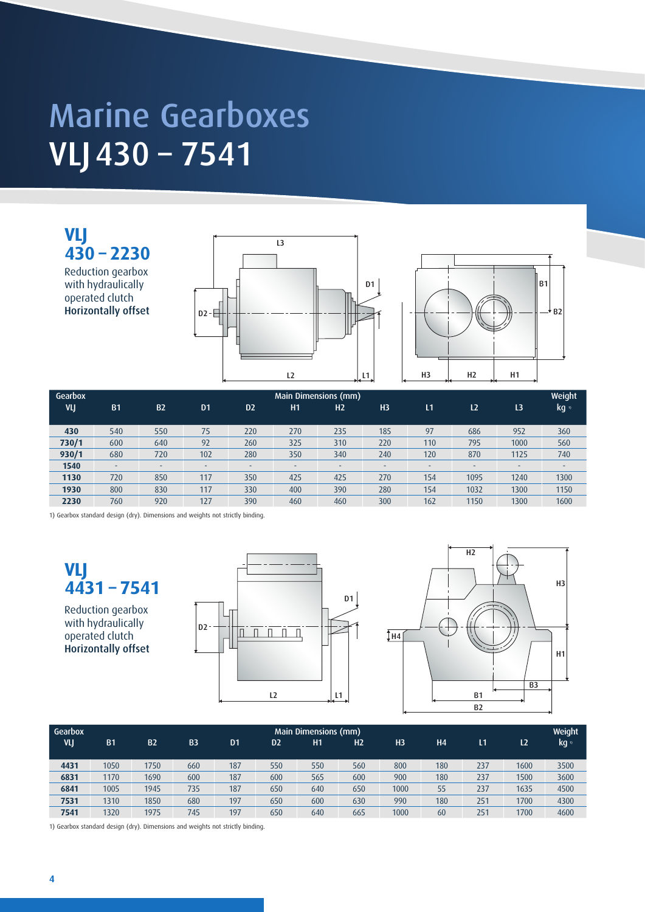# Marine Gearboxes
# VLJ 430 – 7541

## VLJ 430 – 2230

Reduction gearbox with hydraulically operated clutch
**Horizontally offset**

| Gearbox VLJ | Main Dimensions (mm) B1 | B2 | D1 | D2 | H1 | H2 | H3 | L1 | L2 | L3 | Weight kg [1] |
|---|---|---|---|---|---|---|---|---|---|---|---|
| **430** | 540 | 550 | 75 | 220 | 270 | 235 | 185 | 97 | 686 | 952 | 360 |
| **730/1** | 600 | 640 | 92 | 260 | 325 | 310 | 220 | 110 | 795 | 1000 | 560 |
| **930/1** | 680 | 720 | 102 | 280 | 350 | 340 | 240 | 120 | 870 | 1125 | 740 |
| **1540** | - | - | - | - | - | - | - | - | - | - | - |
| **1130** | 720 | 850 | 117 | 350 | 425 | 425 | 270 | 154 | 1095 | 1240 | 1300 |
| **1930** | 800 | 830 | 117 | 330 | 400 | 390 | 280 | 154 | 1032 | 1300 | 1150 |
| **2230** | 760 | 920 | 127 | 390 | 460 | 460 | 300 | 162 | 1150 | 1300 | 1600 |

1) Gearbox standard design (dry). Dimensions and weights not strictly binding.

## VLJ 4431 – 7541

Reduction gearbox with hydraulically operated clutch
**Horizontally offset**

| Gearbox VLJ | Main Dimensions (mm) B1 | B2 | B3 | D1 | D2 | H1 | H2 | H3 | H4 | L1 | L2 | Weight kg [1] |
|---|---|---|---|---|---|---|---|---|---|---|---|---|
| **4431** | 1050 | 1750 | 660 | 187 | 550 | 550 | 560 | 800 | 180 | 237 | 1600 | 3500 |
| **6831** | 1170 | 1690 | 600 | 187 | 600 | 565 | 600 | 900 | 180 | 237 | 1500 | 3600 |
| **6841** | 1005 | 1945 | 735 | 187 | 650 | 640 | 650 | 1000 | 55 | 237 | 1635 | 4500 |
| **7531** | 1310 | 1850 | 680 | 197 | 650 | 600 | 630 | 990 | 180 | 251 | 1700 | 4300 |
| **7541** | 1320 | 1975 | 745 | 197 | 650 | 640 | 665 | 1000 | 60 | 251 | 1700 | 4600 |

1) Gearbox standard design (dry). Dimensions and weights not strictly binding.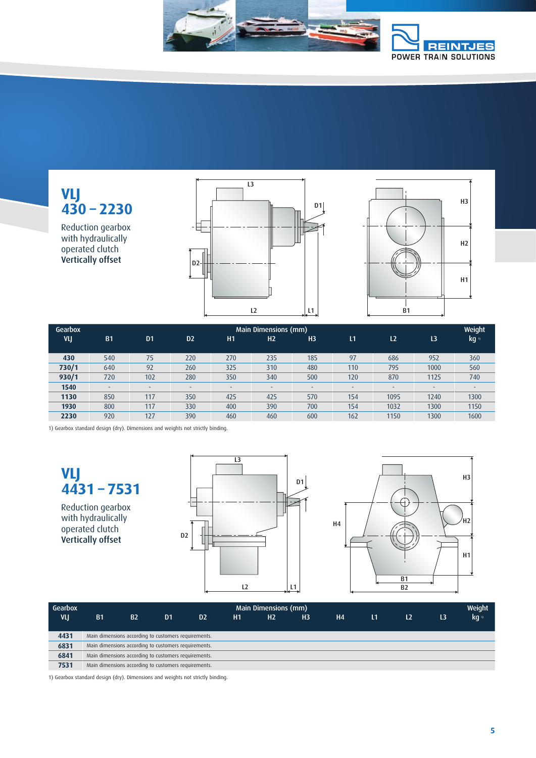## VLJ 430 – 2230

Reduction gearbox with hydraulically operated clutch
**Vertically offset**

| Gearbox VLJ | B1 | D1 | D2 | H1 | H2 | H3 | L1 | L2 | L3 | Weight kg [1] |
|---|---|---|---|---|---|---|---|---|---|---|
| **430** | 540 | 75 | 220 | 270 | 235 | 185 | 97 | 686 | 952 | 360 |
| **730/1** | 640 | 92 | 260 | 325 | 310 | 480 | 110 | 795 | 1000 | 560 |
| **930/1** | 720 | 102 | 280 | 350 | 340 | 500 | 120 | 870 | 1125 | 740 |
| **1540** | - | - | - | - | - | - | - | - | - | - |
| **1130** | 850 | 117 | 350 | 425 | 425 | 570 | 154 | 1095 | 1240 | 1300 |
| **1930** | 800 | 117 | 330 | 400 | 390 | 700 | 154 | 1032 | 1300 | 1150 |
| **2230** | 920 | 127 | 390 | 460 | 460 | 600 | 162 | 1150 | 1300 | 1600 |

1) Gearbox standard design (dry). Dimensions and weights not strictly binding.

## VLJ 4431 – 7531

Reduction gearbox with hydraulically operated clutch
**Vertically offset**

| Gearbox VLJ | B1 | B2 | D1 | D2 | H1 | H2 | H3 | H4 | L1 | L2 | L3 | Weight kg [1] |
|---|---|---|---|---|---|---|---|---|---|---|---|---|
| **4431** | Main dimensions according to customers requirements. | | | | | | | | | | | |
| **6831** | Main dimensions according to customers requirements. | | | | | | | | | | | |
| **6841** | Main dimensions according to customers requirements. | | | | | | | | | | | |
| **7531** | Main dimensions according to customers requirements. | | | | | | | | | | | |

1) Gearbox standard design (dry). Dimensions and weights not strictly binding.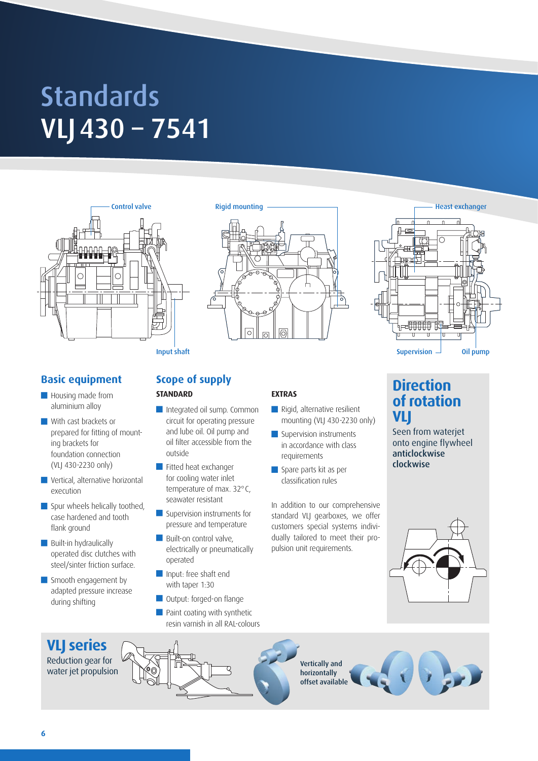# Standards
# VLJ 430 – 7541

Control valve

Rigid mounting

Heast exchanger

Input shaft

Supervision

Oil pump

## Basic equipment

- Housing made from aluminium alloy
- With cast brackets or prepared for fitting of mounting brackets for foundation connection (VLJ 430-2230 only)
- Vertical, alternative horizontal execution
- Spur wheels helically toothed, case hardened and tooth flank ground
- Built-in hydraulically operated disc clutches with steel/sinter friction surface.
- Smooth engagement by adapted pressure increase during shifting

## Scope of supply

### STANDARD

- Integrated oil sump. Common circuit for operating pressure and lube oil. Oil pump and oil filter accessible from the outside
- Fitted heat exchanger for cooling water inlet temperature of max. 32° C, seawater resistant
- Supervision instruments for pressure and temperature
- Built-on control valve, electrically or pneumatically operated
- Input: free shaft end with taper 1:30
- Output: forged-on flange
- Paint coating with synthetic resin varnish in all RAL-colours

### EXTRAS

- Rigid, alternative resilient mounting (VLJ 430-2230 only)
- Supervision instruments in accordance with class requirements
- Spare parts kit as per classification rules

In addition to our comprehensive standard VLJ gearboxes, we offer customers special systems individually tailored to meet their propulsion unit requirements.

## Direction of rotation VLJ

Seen from waterjet onto engine flywheel
**anticlockwise**
**clockwise**

## VLJ series

Reduction gear for water jet propulsion

Vertically and horizontally offset available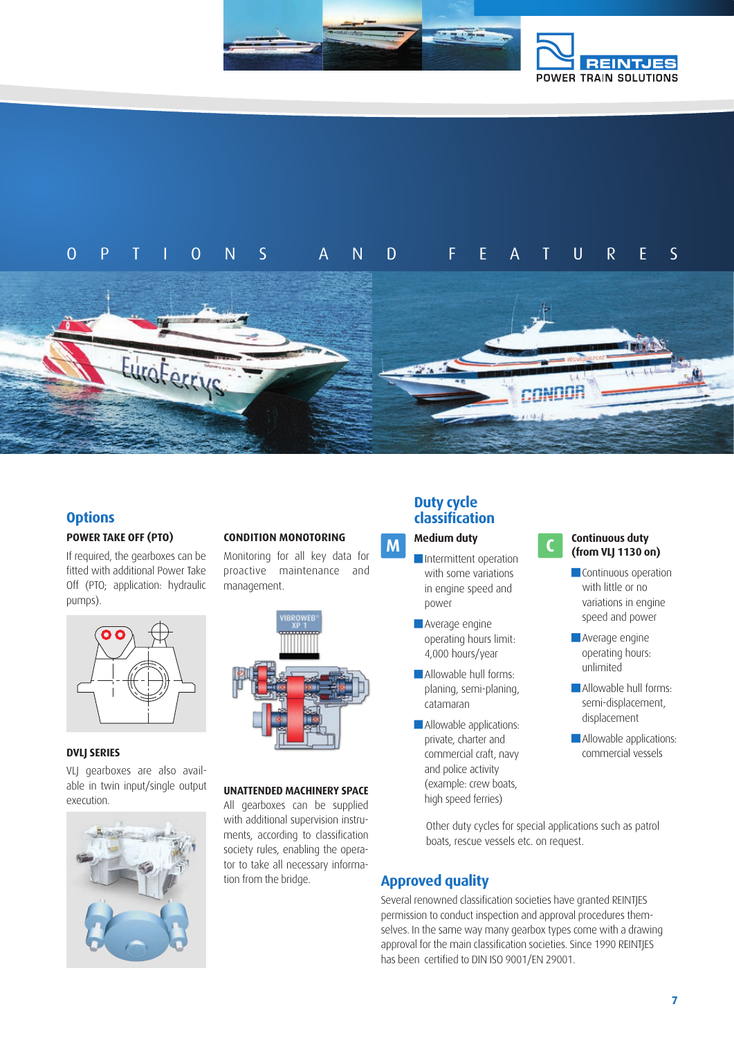# OPTIONS AND FEATURES

## Options

### POWER TAKE OFF (PTO)

If required, the gearboxes can be fitted with additional Power Take Off (PTO; application: hydraulic pumps).

### DVLJ SERIES

VLJ gearboxes are also available in twin input/single output execution.

### CONDITION MONOTORING

Monitoring for all key data for proactive maintenance and management.

### UNATTENDED MACHINERY SPACE

All gearboxes can be supplied with additional supervision instruments, according to classification society rules, enabling the operator to take all necessary information from the bridge.

## Duty cycle classification

### M — Medium duty

- Intermittent operation with some variations in engine speed and power
- Average engine operating hours limit: 4,000 hours/year
- Allowable hull forms: planing, semi-planing, catamaran
- Allowable applications: private, charter and commercial craft, navy and police activity (example: crew boats, high speed ferries)

### C — Continuous duty (from VLJ 1130 on)

- Continuous operation with little or no variations in engine speed and power
- Average engine operating hours: unlimited
- Allowable hull forms: semi-displacement, displacement
- Allowable applications: commercial vessels

Other duty cycles for special applications such as patrol boats, rescue vessels etc. on request.

## Approved quality

Several renowned classification societies have granted REINTJES permission to conduct inspection and approval procedures themselves. In the same way many gearbox types come with a drawing approval for the main classification societies. Since 1990 REINTJES has been certified to DIN ISO 9001/EN 29001.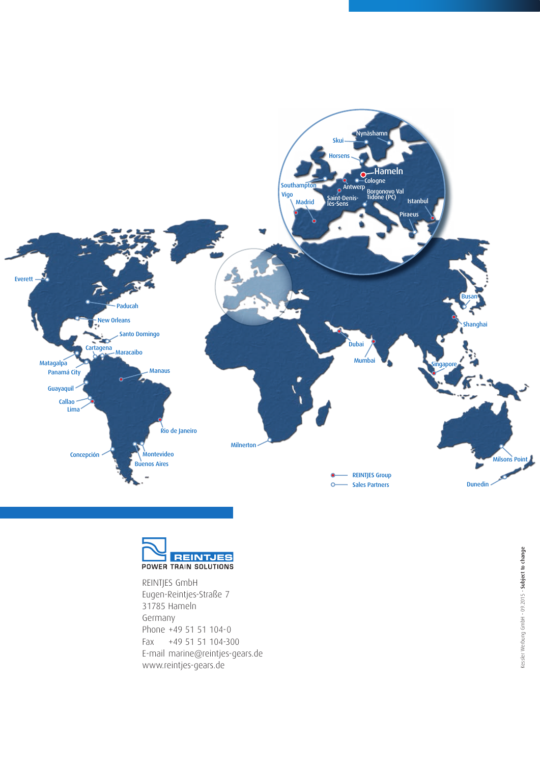Everett
Paducah
New Orleans
Santo Domingo
Cartagena
Maracaibo
Matagalpa
Panamá City
Manaus
Guayaquil
Callao
Lima
Rio de Janeiro
Concepción
Montevideo
Buenos Aires
Milnerton
Dubai
Mumbai
Busan
Shanghai
Singapore
Milsons Point
Dunedin

Nynäshamn
Skui
Horsens
Hameln
Cologne
Southampton
Antwerp
Vigo
Borgonovo Val Tidone (PC)
Saint-Denis-lès-Sens
Madrid
Istanbul
Piraeus

REINTJES Group
Sales Partners

REINTJES
POWER TRAIN SOLUTIONS

REINTJES GmbH
Eugen-Reintjes-Straße 7
31785 Hameln
Germany
Phone +49 51 51 104-0
Fax +49 51 51 104-300
E-mail marine@reintjes-gears.de
www.reintjes-gears.de

Kessler Werbung GmbH · 09.2015 · **Subject to change**